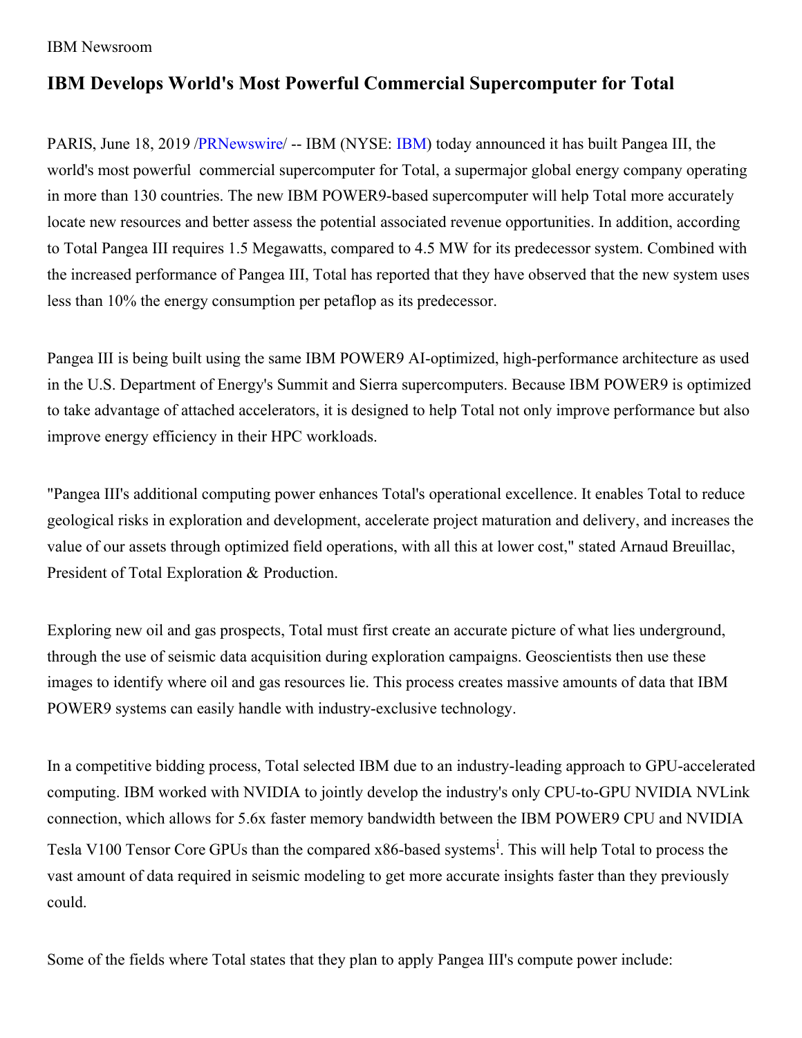IBM Newsroom

# IBM Develops World's Most Powerful Commercial Supercomputer for Total

PARIS, June 18, 2019 /PRNewswire/ -- IBM (NYSE: IBM) today announced it has built Pangea III, the world's most powerful commercial supercomputer for Total, a supermajor global energy company operating in more than 130 countries. The new IBM POWER9-based supercomputer will help Total more accurately locate new resources and better assess the potential associated revenue opportunities. In addition, according to Total Pangea III requires 1.5 Megawatts, compared to 4.5 MW for its predecessor system. Combined with the increased performance of Pangea III, Total has reported that they have observed that the new system uses less than 10% the energy consumption per petaflop as its predecessor.

Pangea III is being built using the same IBM POWER9 AI-optimized, high-performance architecture as used in the U.S. Department of Energy's Summit and Sierra supercomputers. Because IBM POWER9 is optimized to take advantage of attached accelerators, it is designed to help Total not only improve performance but also improve energy efficiency in their HPC workloads.

"Pangea III's additional computing power enhances Total's operational excellence. It enables Total to reduce geological risks in exploration and development, accelerate project maturation and delivery, and increases the value of our assets through optimized field operations, with all this at lower cost," stated Arnaud Breuillac, President of Total Exploration & Production.

Exploring new oil and gas prospects, Total must first create an accurate picture of what lies underground, through the use of seismic data acquisition during exploration campaigns. Geoscientists then use these images to identify where oil and gas resources lie. This process creates massive amounts of data that IBM POWER9 systems can easily handle with industry-exclusive technology.

In a competitive bidding process, Total selected IBM due to an industry-leading approach to GPU-accelerated computing. IBM worked with NVIDIA to jointly develop the industry's only CPU-to-GPU NVIDIA NVLink connection, which allows for 5.6x faster memory bandwidth between the IBM POWER9 CPU and NVIDIA Tesla V100 Tensor Core GPUs than the compared x86-based systems[i]. This will help Total to process the vast amount of data required in seismic modeling to get more accurate insights faster than they previously could.

Some of the fields where Total states that they plan to apply Pangea III's compute power include: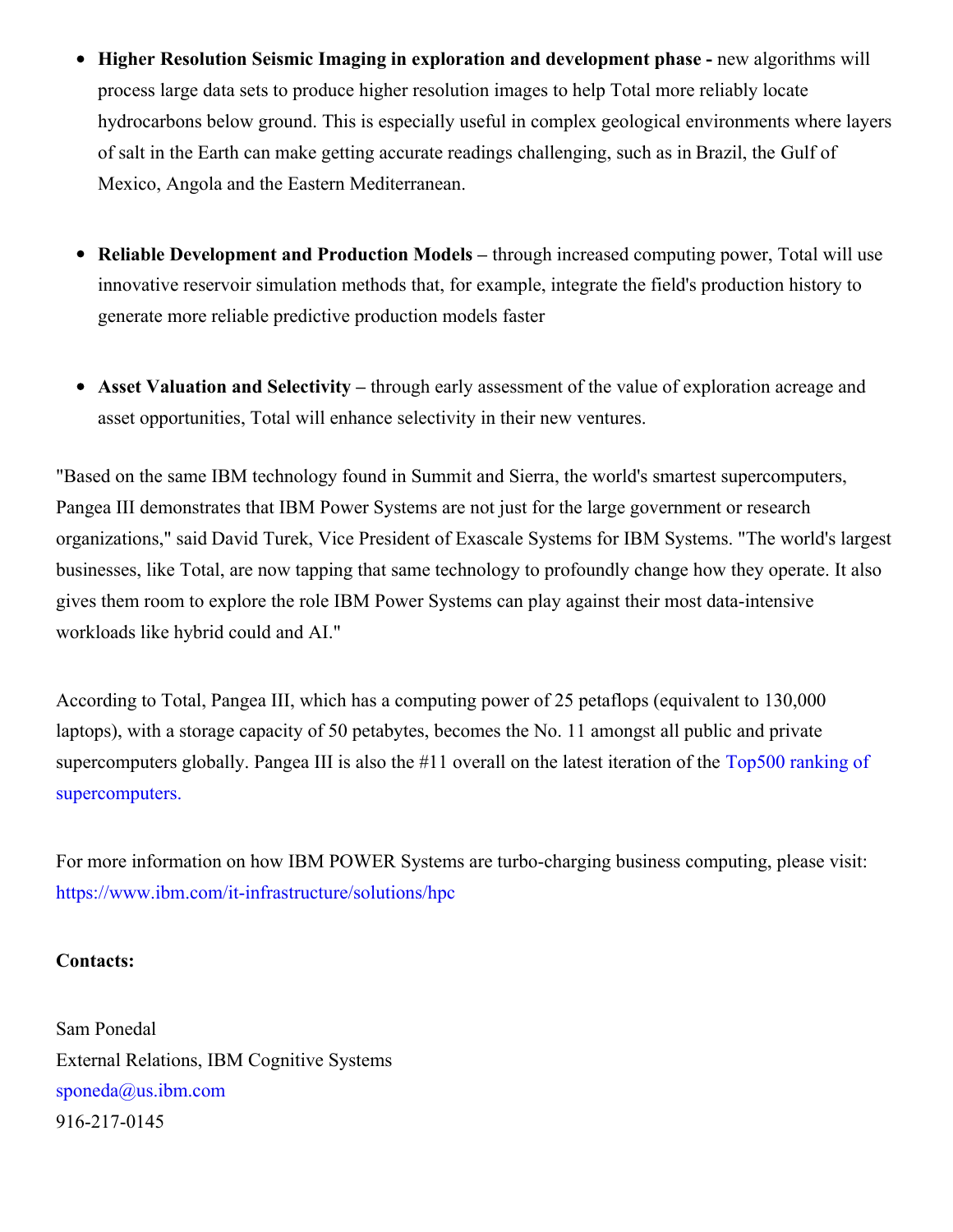- **Higher Resolution Seismic Imaging in exploration and development phase -** new algorithms will process large data sets to produce higher resolution images to help Total more reliably locate hydrocarbons below ground. This is especially useful in complex geological environments where layers of salt in the Earth can make getting accurate readings challenging, such as in Brazil, the Gulf of Mexico, Angola and the Eastern Mediterranean.

- **Reliable Development and Production Models –** through increased computing power, Total will use innovative reservoir simulation methods that, for example, integrate the field's production history to generate more reliable predictive production models faster

- **Asset Valuation and Selectivity –** through early assessment of the value of exploration acreage and asset opportunities, Total will enhance selectivity in their new ventures.

"Based on the same IBM technology found in Summit and Sierra, the world's smartest supercomputers, Pangea III demonstrates that IBM Power Systems are not just for the large government or research organizations," said David Turek, Vice President of Exascale Systems for IBM Systems. "The world's largest businesses, like Total, are now tapping that same technology to profoundly change how they operate. It also gives them room to explore the role IBM Power Systems can play against their most data-intensive workloads like hybrid could and AI."

According to Total, Pangea III, which has a computing power of 25 petaflops (equivalent to 130,000 laptops), with a storage capacity of 50 petabytes, becomes the No. 11 amongst all public and private supercomputers globally. Pangea III is also the #11 overall on the latest iteration of the Top500 ranking of supercomputers.

For more information on how IBM POWER Systems are turbo-charging business computing, please visit: https://www.ibm.com/it-infrastructure/solutions/hpc

**Contacts:**

Sam Ponedal
External Relations, IBM Cognitive Systems
sponeda@us.ibm.com
916-217-0145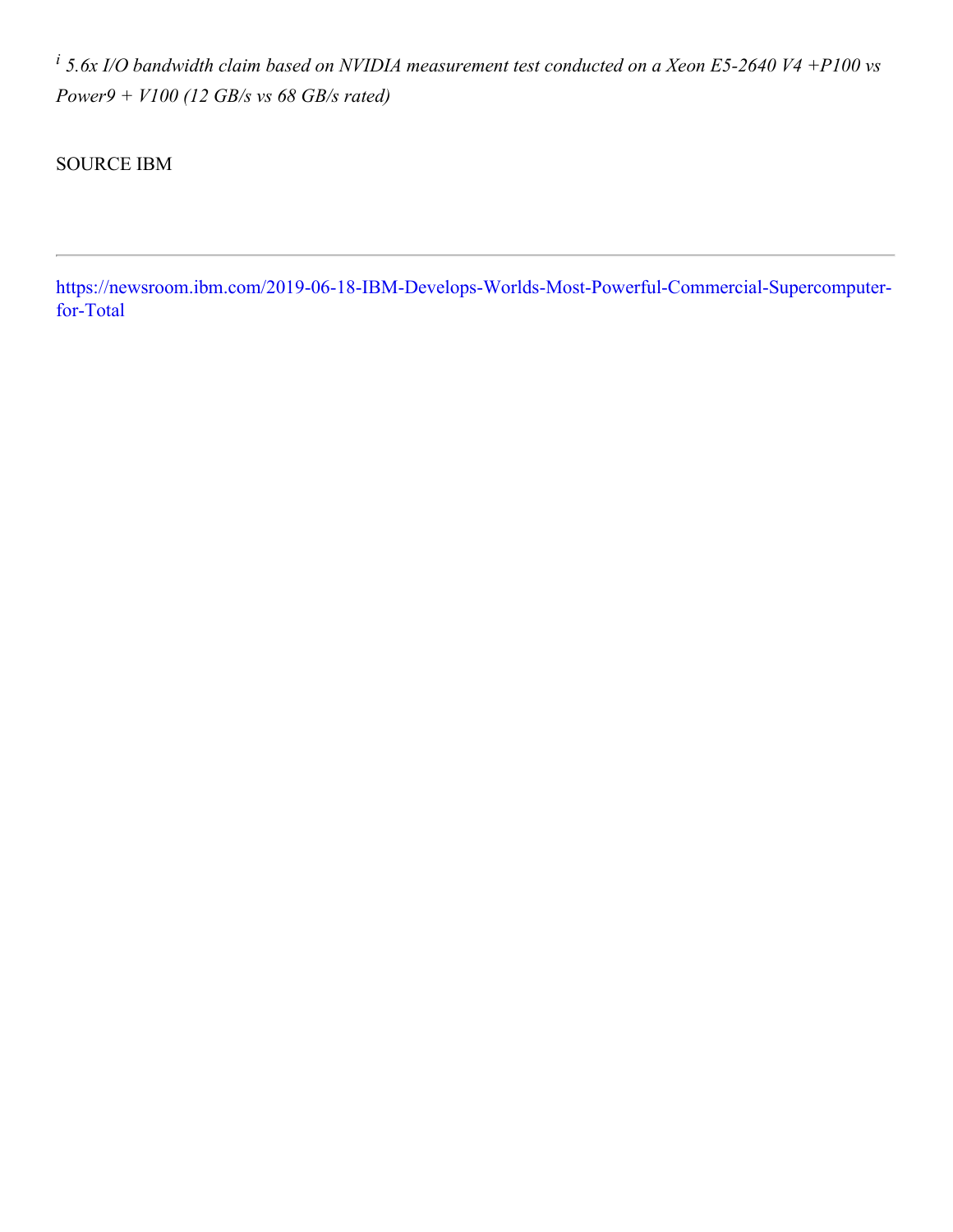[i] *5.6x I/O bandwidth claim based on NVIDIA measurement test conducted on a Xeon E5-2640 V4 +P100 vs Power9 + V100 (12 GB/s vs 68 GB/s rated)*

SOURCE IBM

---

https://newsroom.ibm.com/2019-06-18-IBM-Develops-Worlds-Most-Powerful-Commercial-Supercomputer-for-Total